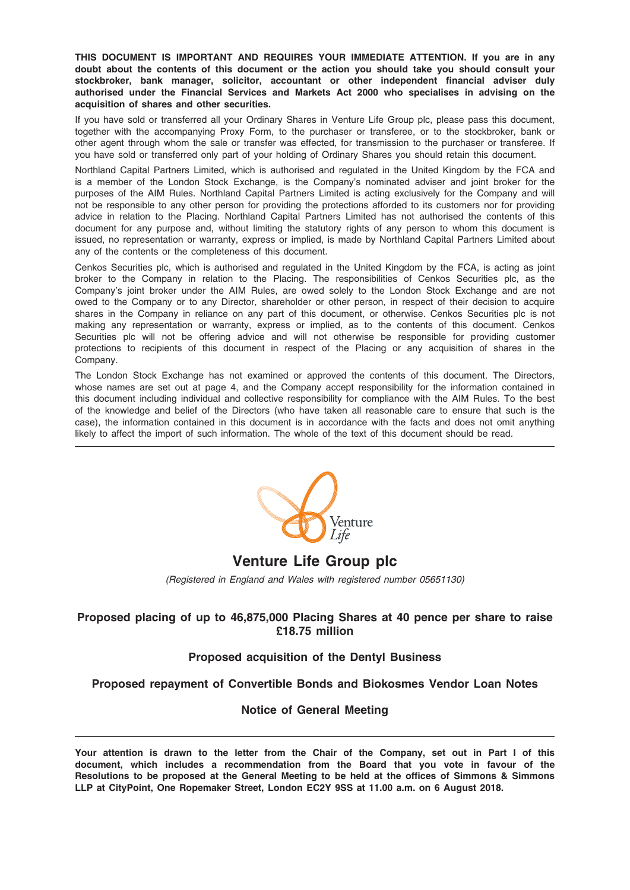**THIS DOCUMENT IS IMPORTANT AND REQUIRES YOUR IMMEDIATE ATTENTION. If you are in any doubt about the contents of this document or the action you should take you should consult your stockbroker, bank manager, solicitor, accountant or other independent financial adviser duly authorised under the Financial Services and Markets Act 2000 who specialises in advising on the acquisition of shares and other securities.**

If you have sold or transferred all your Ordinary Shares in Venture Life Group plc, please pass this document, together with the accompanying Proxy Form, to the purchaser or transferee, or to the stockbroker, bank or other agent through whom the sale or transfer was effected, for transmission to the purchaser or transferee. If you have sold or transferred only part of your holding of Ordinary Shares you should retain this document.

Northland Capital Partners Limited, which is authorised and regulated in the United Kingdom by the FCA and is a member of the London Stock Exchange, is the Company's nominated adviser and joint broker for the purposes of the AIM Rules. Northland Capital Partners Limited is acting exclusively for the Company and will not be responsible to any other person for providing the protections afforded to its customers nor for providing advice in relation to the Placing. Northland Capital Partners Limited has not authorised the contents of this document for any purpose and, without limiting the statutory rights of any person to whom this document is issued, no representation or warranty, express or implied, is made by Northland Capital Partners Limited about any of the contents or the completeness of this document.

Cenkos Securities plc, which is authorised and regulated in the United Kingdom by the FCA, is acting as joint broker to the Company in relation to the Placing. The responsibilities of Cenkos Securities plc, as the Company's joint broker under the AIM Rules, are owed solely to the London Stock Exchange and are not owed to the Company or to any Director, shareholder or other person, in respect of their decision to acquire shares in the Company in reliance on any part of this document, or otherwise. Cenkos Securities plc is not making any representation or warranty, express or implied, as to the contents of this document. Cenkos Securities plc will not be offering advice and will not otherwise be responsible for providing customer protections to recipients of this document in respect of the Placing or any acquisition of shares in the Company.

The London Stock Exchange has not examined or approved the contents of this document. The Directors, whose names are set out at page 4, and the Company accept responsibility for the information contained in this document including individual and collective responsibility for compliance with the AIM Rules. To the best of the knowledge and belief of the Directors (who have taken all reasonable care to ensure that such is the case), the information contained in this document is in accordance with the facts and does not omit anything likely to affect the import of such information. The whole of the text of this document should be read.

---

Venture Life

# Venture Life Group plc

*(Registered in England and Wales with registered number 05651130)*

## Proposed placing of up to 46,875,000 Placing Shares at 40 pence per share to raise £18.75 million

## Proposed acquisition of the Dentyl Business

## Proposed repayment of Convertible Bonds and Biokosmes Vendor Loan Notes

## Notice of General Meeting

---

**Your attention is drawn to the letter from the Chair of the Company, set out in Part I of this document, which includes a recommendation from the Board that you vote in favour of the Resolutions to be proposed at the General Meeting to be held at the offices of Simmons & Simmons LLP at CityPoint, One Ropemaker Street, London EC2Y 9SS at 11.00 a.m. on 6 August 2018.**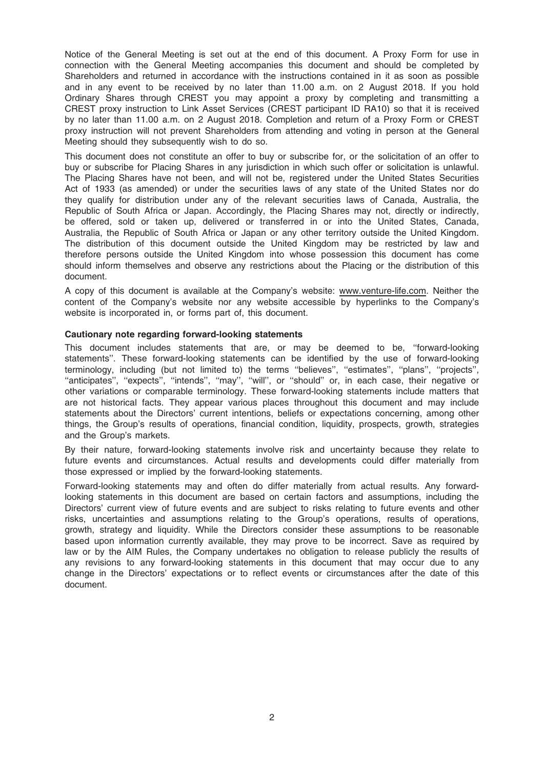Notice of the General Meeting is set out at the end of this document. A Proxy Form for use in connection with the General Meeting accompanies this document and should be completed by Shareholders and returned in accordance with the instructions contained in it as soon as possible and in any event to be received by no later than 11.00 a.m. on 2 August 2018. If you hold Ordinary Shares through CREST you may appoint a proxy by completing and transmitting a CREST proxy instruction to Link Asset Services (CREST participant ID RA10) so that it is received by no later than 11.00 a.m. on 2 August 2018. Completion and return of a Proxy Form or CREST proxy instruction will not prevent Shareholders from attending and voting in person at the General Meeting should they subsequently wish to do so.

This document does not constitute an offer to buy or subscribe for, or the solicitation of an offer to buy or subscribe for Placing Shares in any jurisdiction in which such offer or solicitation is unlawful. The Placing Shares have not been, and will not be, registered under the United States Securities Act of 1933 (as amended) or under the securities laws of any state of the United States nor do they qualify for distribution under any of the relevant securities laws of Canada, Australia, the Republic of South Africa or Japan. Accordingly, the Placing Shares may not, directly or indirectly, be offered, sold or taken up, delivered or transferred in or into the United States, Canada, Australia, the Republic of South Africa or Japan or any other territory outside the United Kingdom. The distribution of this document outside the United Kingdom may be restricted by law and therefore persons outside the United Kingdom into whose possession this document has come should inform themselves and observe any restrictions about the Placing or the distribution of this document.

A copy of this document is available at the Company's website: www.venture-life.com. Neither the content of the Company's website nor any website accessible by hyperlinks to the Company's website is incorporated in, or forms part of, this document.

**Cautionary note regarding forward-looking statements**

This document includes statements that are, or may be deemed to be, "forward-looking statements". These forward-looking statements can be identified by the use of forward-looking terminology, including (but not limited to) the terms "believes", "estimates", "plans", "projects", "anticipates", "expects", "intends", "may", "will", or "should" or, in each case, their negative or other variations or comparable terminology. These forward-looking statements include matters that are not historical facts. They appear various places throughout this document and may include statements about the Directors' current intentions, beliefs or expectations concerning, among other things, the Group's results of operations, financial condition, liquidity, prospects, growth, strategies and the Group's markets.

By their nature, forward-looking statements involve risk and uncertainty because they relate to future events and circumstances. Actual results and developments could differ materially from those expressed or implied by the forward-looking statements.

Forward-looking statements may and often do differ materially from actual results. Any forward-looking statements in this document are based on certain factors and assumptions, including the Directors' current view of future events and are subject to risks relating to future events and other risks, uncertainties and assumptions relating to the Group's operations, results of operations, growth, strategy and liquidity. While the Directors consider these assumptions to be reasonable based upon information currently available, they may prove to be incorrect. Save as required by law or by the AIM Rules, the Company undertakes no obligation to release publicly the results of any revisions to any forward-looking statements in this document that may occur due to any change in the Directors' expectations or to reflect events or circumstances after the date of this document.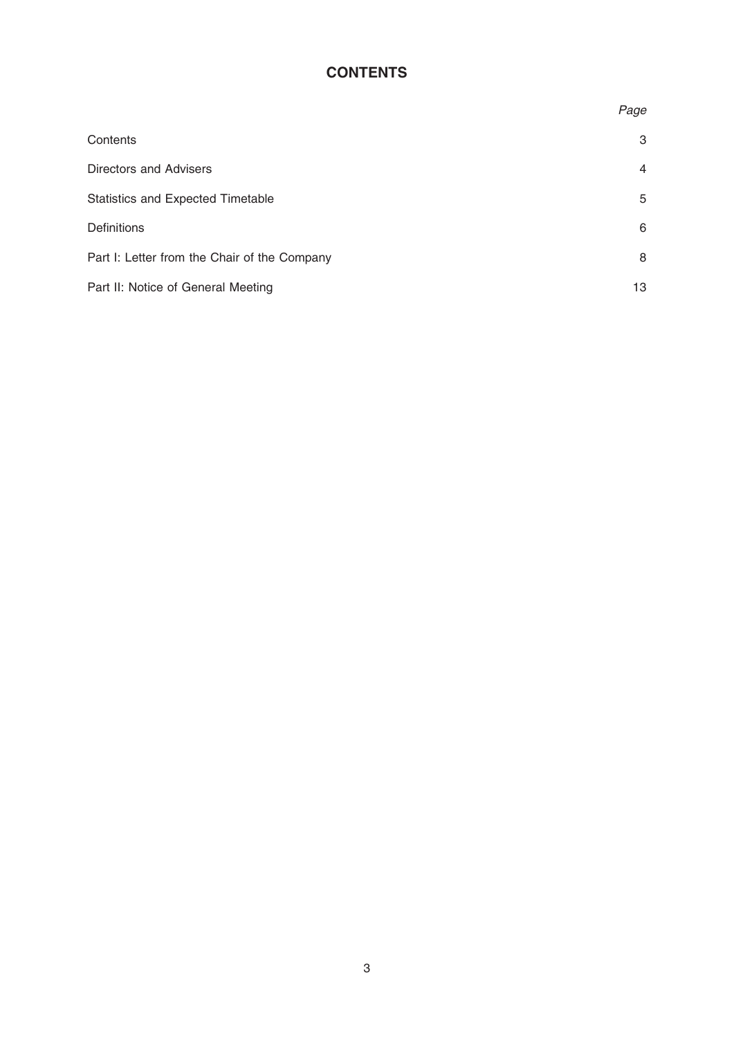# CONTENTS

| | *Page* |
|---|---|
| Contents | 3 |
| Directors and Advisers | 4 |
| Statistics and Expected Timetable | 5 |
| Definitions | 6 |
| Part I: Letter from the Chair of the Company | 8 |
| Part II: Notice of General Meeting | 13 |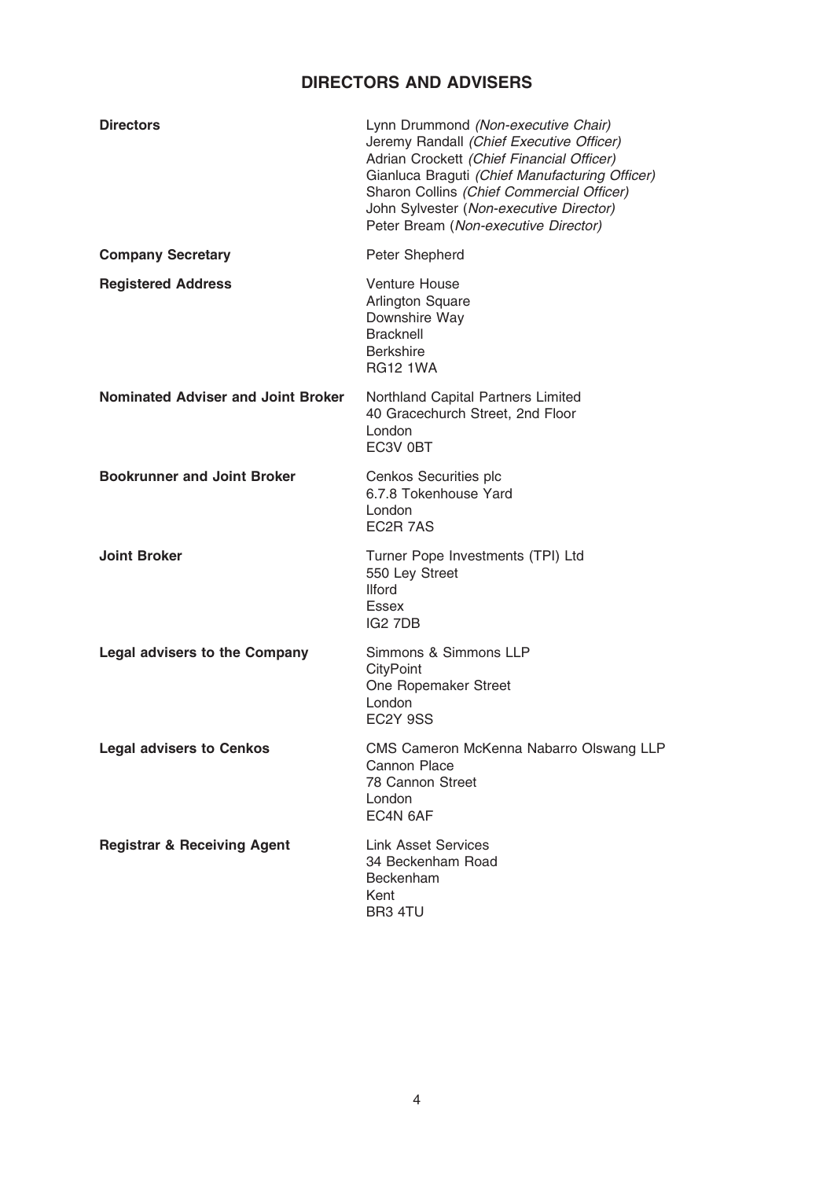# DIRECTORS AND ADVISERS

| | |
|---|---|
| **Directors** | Lynn Drummond *(Non-executive Chair)*<br>Jeremy Randall *(Chief Executive Officer)*<br>Adrian Crockett *(Chief Financial Officer)*<br>Gianluca Braguti *(Chief Manufacturing Officer)*<br>Sharon Collins *(Chief Commercial Officer)*<br>John Sylvester (*Non-executive Director)*<br>Peter Bream (*Non-executive Director)* |
| **Company Secretary** | Peter Shepherd |
| **Registered Address** | Venture House<br>Arlington Square<br>Downshire Way<br>Bracknell<br>Berkshire<br>RG12 1WA |
| **Nominated Adviser and Joint Broker** | Northland Capital Partners Limited<br>40 Gracechurch Street, 2nd Floor<br>London<br>EC3V 0BT |
| **Bookrunner and Joint Broker** | Cenkos Securities plc<br>6.7.8 Tokenhouse Yard<br>London<br>EC2R 7AS |
| **Joint Broker** | Turner Pope Investments (TPI) Ltd<br>550 Ley Street<br>Ilford<br>Essex<br>IG2 7DB |
| **Legal advisers to the Company** | Simmons & Simmons LLP<br>CityPoint<br>One Ropemaker Street<br>London<br>EC2Y 9SS |
| **Legal advisers to Cenkos** | CMS Cameron McKenna Nabarro Olswang LLP<br>Cannon Place<br>78 Cannon Street<br>London<br>EC4N 6AF |
| **Registrar & Receiving Agent** | Link Asset Services<br>34 Beckenham Road<br>Beckenham<br>Kent<br>BR3 4TU |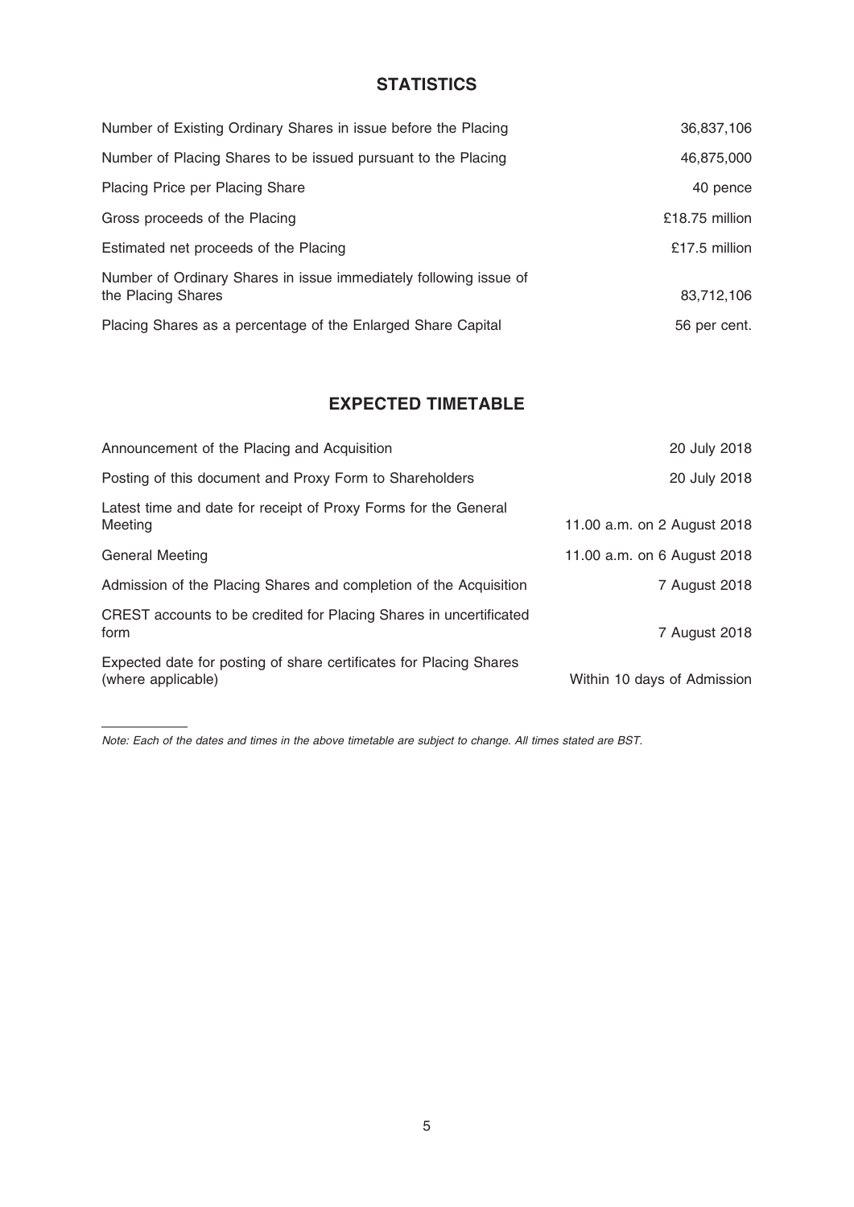## STATISTICS

| | |
|---|---|
| Number of Existing Ordinary Shares in issue before the Placing | 36,837,106 |
| Number of Placing Shares to be issued pursuant to the Placing | 46,875,000 |
| Placing Price per Placing Share | 40 pence |
| Gross proceeds of the Placing | £18.75 million |
| Estimated net proceeds of the Placing | £17.5 million |
| Number of Ordinary Shares in issue immediately following issue of the Placing Shares | 83,712,106 |
| Placing Shares as a percentage of the Enlarged Share Capital | 56 per cent. |

## EXPECTED TIMETABLE

| | |
|---|---|
| Announcement of the Placing and Acquisition | 20 July 2018 |
| Posting of this document and Proxy Form to Shareholders | 20 July 2018 |
| Latest time and date for receipt of Proxy Forms for the General Meeting | 11.00 a.m. on 2 August 2018 |
| General Meeting | 11.00 a.m. on 6 August 2018 |
| Admission of the Placing Shares and completion of the Acquisition | 7 August 2018 |
| CREST accounts to be credited for Placing Shares in uncertificated form | 7 August 2018 |
| Expected date for posting of share certificates for Placing Shares (where applicable) | Within 10 days of Admission |

*Note: Each of the dates and times in the above timetable are subject to change. All times stated are BST.*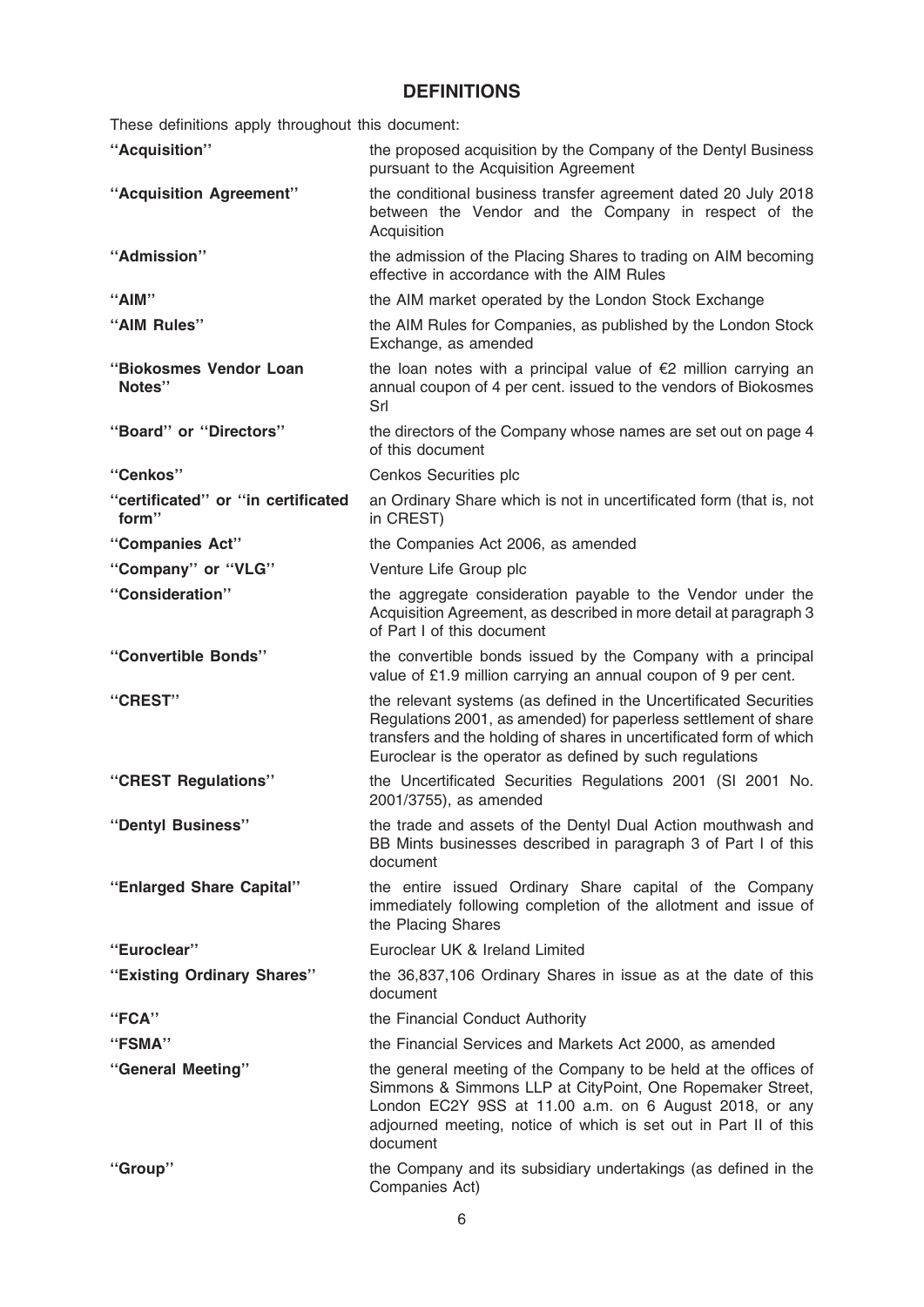## DEFINITIONS

These definitions apply throughout this document:

| | |
|---|---|
| **"Acquisition"** | the proposed acquisition by the Company of the Dentyl Business pursuant to the Acquisition Agreement |
| **"Acquisition Agreement"** | the conditional business transfer agreement dated 20 July 2018 between the Vendor and the Company in respect of the Acquisition |
| **"Admission"** | the admission of the Placing Shares to trading on AIM becoming effective in accordance with the AIM Rules |
| **"AIM"** | the AIM market operated by the London Stock Exchange |
| **"AIM Rules"** | the AIM Rules for Companies, as published by the London Stock Exchange, as amended |
| **"Biokosmes Vendor Loan Notes"** | the loan notes with a principal value of €2 million carrying an annual coupon of 4 per cent. issued to the vendors of Biokosmes Srl |
| **"Board" or "Directors"** | the directors of the Company whose names are set out on page 4 of this document |
| **"Cenkos"** | Cenkos Securities plc |
| **"certificated" or "in certificated form"** | an Ordinary Share which is not in uncertificated form (that is, not in CREST) |
| **"Companies Act"** | the Companies Act 2006, as amended |
| **"Company" or "VLG"** | Venture Life Group plc |
| **"Consideration"** | the aggregate consideration payable to the Vendor under the Acquisition Agreement, as described in more detail at paragraph 3 of Part I of this document |
| **"Convertible Bonds"** | the convertible bonds issued by the Company with a principal value of £1.9 million carrying an annual coupon of 9 per cent. |
| **"CREST"** | the relevant systems (as defined in the Uncertificated Securities Regulations 2001, as amended) for paperless settlement of share transfers and the holding of shares in uncertificated form of which Euroclear is the operator as defined by such regulations |
| **"CREST Regulations"** | the Uncertificated Securities Regulations 2001 (SI 2001 No. 2001/3755), as amended |
| **"Dentyl Business"** | the trade and assets of the Dentyl Dual Action mouthwash and BB Mints businesses described in paragraph 3 of Part I of this document |
| **"Enlarged Share Capital"** | the entire issued Ordinary Share capital of the Company immediately following completion of the allotment and issue of the Placing Shares |
| **"Euroclear"** | Euroclear UK & Ireland Limited |
| **"Existing Ordinary Shares"** | the 36,837,106 Ordinary Shares in issue as at the date of this document |
| **"FCA"** | the Financial Conduct Authority |
| **"FSMA"** | the Financial Services and Markets Act 2000, as amended |
| **"General Meeting"** | the general meeting of the Company to be held at the offices of Simmons & Simmons LLP at CityPoint, One Ropemaker Street, London EC2Y 9SS at 11.00 a.m. on 6 August 2018, or any adjourned meeting, notice of which is set out in Part II of this document |
| **"Group"** | the Company and its subsidiary undertakings (as defined in the Companies Act) |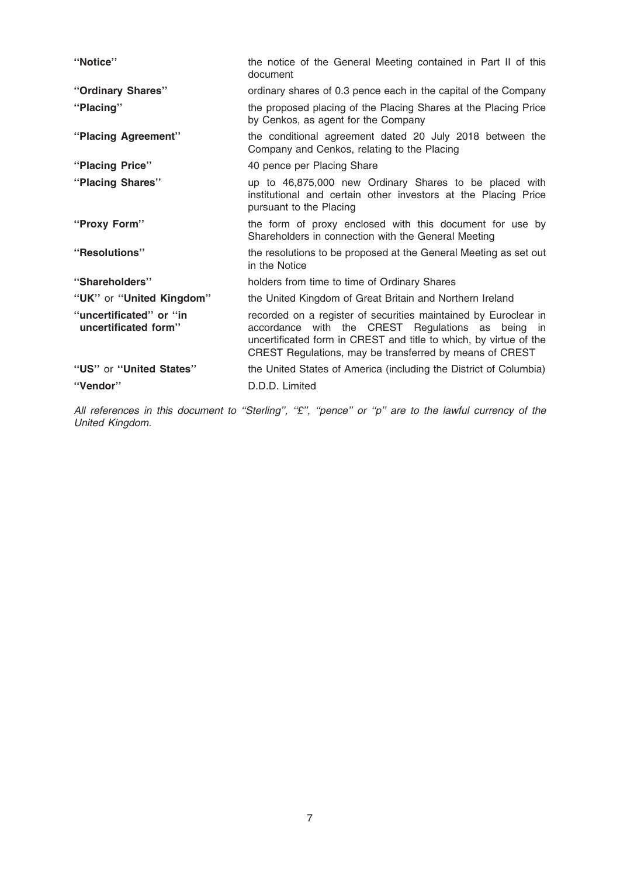| | |
|---|---|
| **"Notice"** | the notice of the General Meeting contained in Part II of this document |
| **"Ordinary Shares"** | ordinary shares of 0.3 pence each in the capital of the Company |
| **"Placing"** | the proposed placing of the Placing Shares at the Placing Price by Cenkos, as agent for the Company |
| **"Placing Agreement"** | the conditional agreement dated 20 July 2018 between the Company and Cenkos, relating to the Placing |
| **"Placing Price"** | 40 pence per Placing Share |
| **"Placing Shares"** | up to 46,875,000 new Ordinary Shares to be placed with institutional and certain other investors at the Placing Price pursuant to the Placing |
| **"Proxy Form"** | the form of proxy enclosed with this document for use by Shareholders in connection with the General Meeting |
| **"Resolutions"** | the resolutions to be proposed at the General Meeting as set out in the Notice |
| **"Shareholders"** | holders from time to time of Ordinary Shares |
| **"UK"** or **"United Kingdom"** | the United Kingdom of Great Britain and Northern Ireland |
| **"uncertificated"** or **"in uncertificated form"** | recorded on a register of securities maintained by Euroclear in accordance with the CREST Regulations as being in uncertificated form in CREST and title to which, by virtue of the CREST Regulations, may be transferred by means of CREST |
| **"US"** or **"United States"** | the United States of America (including the District of Columbia) |
| **"Vendor"** | D.D.D. Limited |

*All references in this document to "Sterling", "£", "pence" or "p" are to the lawful currency of the United Kingdom.*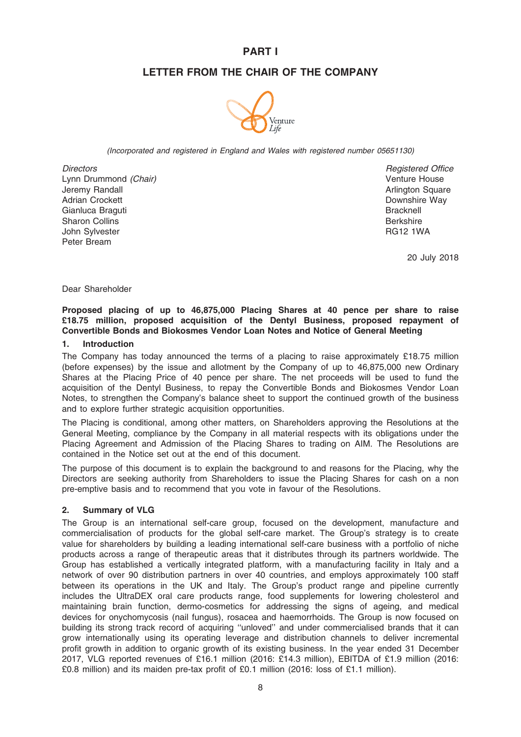# PART I

## LETTER FROM THE CHAIR OF THE COMPANY

*(Incorporated and registered in England and Wales with registered number 05651130)*

*Directors*
Lynn Drummond *(Chair)*
Jeremy Randall
Adrian Crockett
Gianluca Braguti
Sharon Collins
John Sylvester
Peter Bream

*Registered Office*
Venture House
Arlington Square
Downshire Way
Bracknell
Berkshire
RG12 1WA

20 July 2018

Dear Shareholder

**Proposed placing of up to 46,875,000 Placing Shares at 40 pence per share to raise £18.75 million, proposed acquisition of the Dentyl Business, proposed repayment of Convertible Bonds and Biokosmes Vendor Loan Notes and Notice of General Meeting**

### 1. Introduction

The Company has today announced the terms of a placing to raise approximately £18.75 million (before expenses) by the issue and allotment by the Company of up to 46,875,000 new Ordinary Shares at the Placing Price of 40 pence per share. The net proceeds will be used to fund the acquisition of the Dentyl Business, to repay the Convertible Bonds and Biokosmes Vendor Loan Notes, to strengthen the Company's balance sheet to support the continued growth of the business and to explore further strategic acquisition opportunities.

The Placing is conditional, among other matters, on Shareholders approving the Resolutions at the General Meeting, compliance by the Company in all material respects with its obligations under the Placing Agreement and Admission of the Placing Shares to trading on AIM. The Resolutions are contained in the Notice set out at the end of this document.

The purpose of this document is to explain the background to and reasons for the Placing, why the Directors are seeking authority from Shareholders to issue the Placing Shares for cash on a non pre-emptive basis and to recommend that you vote in favour of the Resolutions.

### 2. Summary of VLG

The Group is an international self-care group, focused on the development, manufacture and commercialisation of products for the global self-care market. The Group's strategy is to create value for shareholders by building a leading international self-care business with a portfolio of niche products across a range of therapeutic areas that it distributes through its partners worldwide. The Group has established a vertically integrated platform, with a manufacturing facility in Italy and a network of over 90 distribution partners in over 40 countries, and employs approximately 100 staff between its operations in the UK and Italy. The Group's product range and pipeline currently includes the UltraDEX oral care products range, food supplements for lowering cholesterol and maintaining brain function, dermo-cosmetics for addressing the signs of ageing, and medical devices for onychomycosis (nail fungus), rosacea and haemorrhoids. The Group is now focused on building its strong track record of acquiring "unloved" and under commercialised brands that it can grow internationally using its operating leverage and distribution channels to deliver incremental profit growth in addition to organic growth of its existing business. In the year ended 31 December 2017, VLG reported revenues of £16.1 million (2016: £14.3 million), EBITDA of £1.9 million (2016: £0.8 million) and its maiden pre-tax profit of £0.1 million (2016: loss of £1.1 million).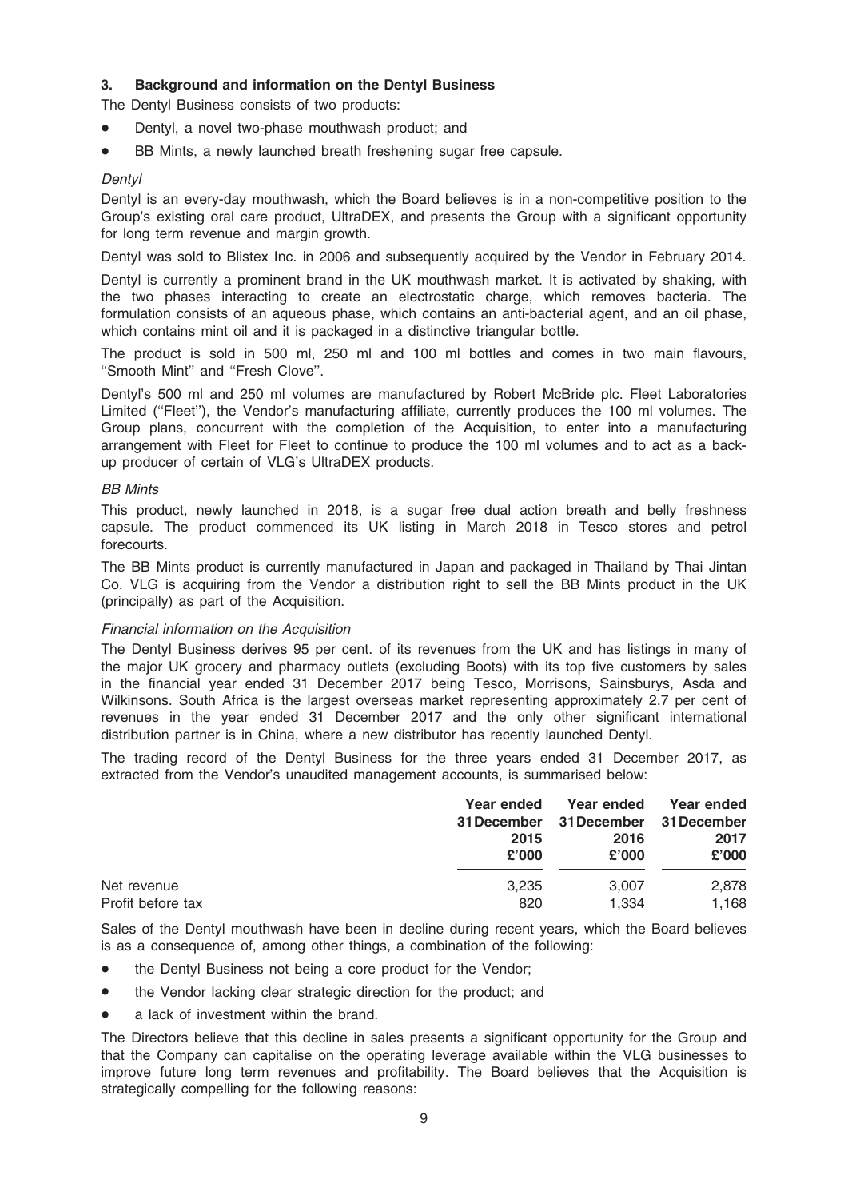### 3. Background and information on the Dentyl Business

The Dentyl Business consists of two products:

- Dentyl, a novel two-phase mouthwash product; and
- BB Mints, a newly launched breath freshening sugar free capsule.

*Dentyl*

Dentyl is an every-day mouthwash, which the Board believes is in a non-competitive position to the Group's existing oral care product, UltraDEX, and presents the Group with a significant opportunity for long term revenue and margin growth.

Dentyl was sold to Blistex Inc. in 2006 and subsequently acquired by the Vendor in February 2014.

Dentyl is currently a prominent brand in the UK mouthwash market. It is activated by shaking, with the two phases interacting to create an electrostatic charge, which removes bacteria. The formulation consists of an aqueous phase, which contains an anti-bacterial agent, and an oil phase, which contains mint oil and it is packaged in a distinctive triangular bottle.

The product is sold in 500 ml, 250 ml and 100 ml bottles and comes in two main flavours, ''Smooth Mint'' and ''Fresh Clove''.

Dentyl's 500 ml and 250 ml volumes are manufactured by Robert McBride plc. Fleet Laboratories Limited (''Fleet''), the Vendor's manufacturing affiliate, currently produces the 100 ml volumes. The Group plans, concurrent with the completion of the Acquisition, to enter into a manufacturing arrangement with Fleet for Fleet to continue to produce the 100 ml volumes and to act as a back-up producer of certain of VLG's UltraDEX products.

*BB Mints*

This product, newly launched in 2018, is a sugar free dual action breath and belly freshness capsule. The product commenced its UK listing in March 2018 in Tesco stores and petrol forecourts.

The BB Mints product is currently manufactured in Japan and packaged in Thailand by Thai Jintan Co. VLG is acquiring from the Vendor a distribution right to sell the BB Mints product in the UK (principally) as part of the Acquisition.

*Financial information on the Acquisition*

The Dentyl Business derives 95 per cent. of its revenues from the UK and has listings in many of the major UK grocery and pharmacy outlets (excluding Boots) with its top five customers by sales in the financial year ended 31 December 2017 being Tesco, Morrisons, Sainsburys, Asda and Wilkinsons. South Africa is the largest overseas market representing approximately 2.7 per cent of revenues in the year ended 31 December 2017 and the only other significant international distribution partner is in China, where a new distributor has recently launched Dentyl.

The trading record of the Dentyl Business for the three years ended 31 December 2017, as extracted from the Vendor's unaudited management accounts, is summarised below:

| | Year ended 31 December 2015 £'000 | Year ended 31 December 2016 £'000 | Year ended 31 December 2017 £'000 |
|---|---|---|---|
| Net revenue | 3,235 | 3,007 | 2,878 |
| Profit before tax | 820 | 1,334 | 1,168 |

Sales of the Dentyl mouthwash have been in decline during recent years, which the Board believes is as a consequence of, among other things, a combination of the following:

- the Dentyl Business not being a core product for the Vendor;
- the Vendor lacking clear strategic direction for the product; and
- a lack of investment within the brand.

The Directors believe that this decline in sales presents a significant opportunity for the Group and that the Company can capitalise on the operating leverage available within the VLG businesses to improve future long term revenues and profitability. The Board believes that the Acquisition is strategically compelling for the following reasons: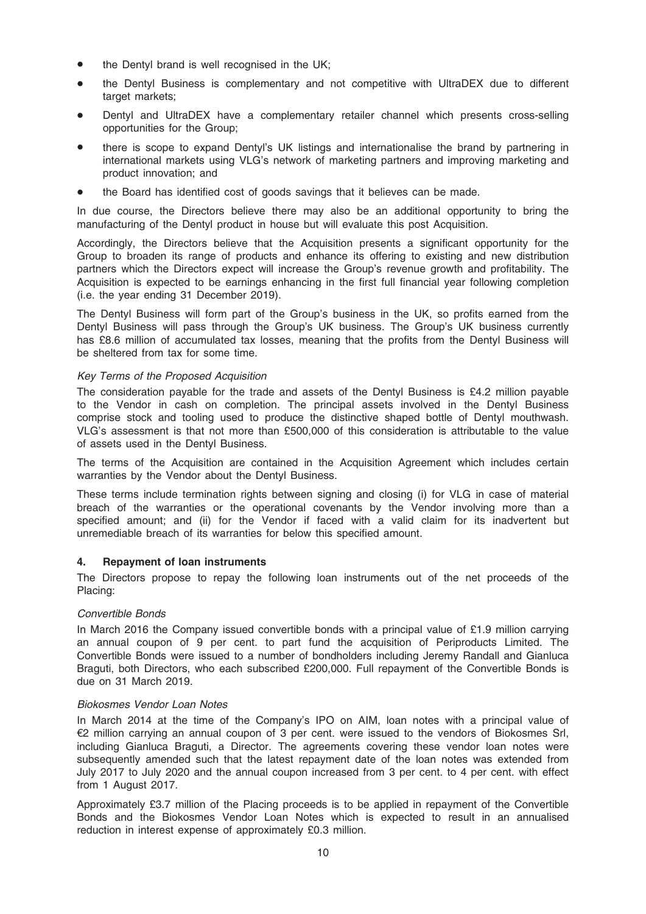- the Dentyl brand is well recognised in the UK;
- the Dentyl Business is complementary and not competitive with UltraDEX due to different target markets;
- Dentyl and UltraDEX have a complementary retailer channel which presents cross-selling opportunities for the Group;
- there is scope to expand Dentyl's UK listings and internationalise the brand by partnering in international markets using VLG's network of marketing partners and improving marketing and product innovation; and
- the Board has identified cost of goods savings that it believes can be made.

In due course, the Directors believe there may also be an additional opportunity to bring the manufacturing of the Dentyl product in house but will evaluate this post Acquisition.

Accordingly, the Directors believe that the Acquisition presents a significant opportunity for the Group to broaden its range of products and enhance its offering to existing and new distribution partners which the Directors expect will increase the Group's revenue growth and profitability. The Acquisition is expected to be earnings enhancing in the first full financial year following completion (i.e. the year ending 31 December 2019).

The Dentyl Business will form part of the Group's business in the UK, so profits earned from the Dentyl Business will pass through the Group's UK business. The Group's UK business currently has £8.6 million of accumulated tax losses, meaning that the profits from the Dentyl Business will be sheltered from tax for some time.

*Key Terms of the Proposed Acquisition*

The consideration payable for the trade and assets of the Dentyl Business is £4.2 million payable to the Vendor in cash on completion. The principal assets involved in the Dentyl Business comprise stock and tooling used to produce the distinctive shaped bottle of Dentyl mouthwash. VLG's assessment is that not more than £500,000 of this consideration is attributable to the value of assets used in the Dentyl Business.

The terms of the Acquisition are contained in the Acquisition Agreement which includes certain warranties by the Vendor about the Dentyl Business.

These terms include termination rights between signing and closing (i) for VLG in case of material breach of the warranties or the operational covenants by the Vendor involving more than a specified amount; and (ii) for the Vendor if faced with a valid claim for its inadvertent but unremediable breach of its warranties for below this specified amount.

## 4. Repayment of loan instruments

The Directors propose to repay the following loan instruments out of the net proceeds of the Placing:

*Convertible Bonds*

In March 2016 the Company issued convertible bonds with a principal value of £1.9 million carrying an annual coupon of 9 per cent. to part fund the acquisition of Periproducts Limited. The Convertible Bonds were issued to a number of bondholders including Jeremy Randall and Gianluca Braguti, both Directors, who each subscribed £200,000. Full repayment of the Convertible Bonds is due on 31 March 2019.

*Biokosmes Vendor Loan Notes*

In March 2014 at the time of the Company's IPO on AIM, loan notes with a principal value of €2 million carrying an annual coupon of 3 per cent. were issued to the vendors of Biokosmes Srl, including Gianluca Braguti, a Director. The agreements covering these vendor loan notes were subsequently amended such that the latest repayment date of the loan notes was extended from July 2017 to July 2020 and the annual coupon increased from 3 per cent. to 4 per cent. with effect from 1 August 2017.

Approximately £3.7 million of the Placing proceeds is to be applied in repayment of the Convertible Bonds and the Biokosmes Vendor Loan Notes which is expected to result in an annualised reduction in interest expense of approximately £0.3 million.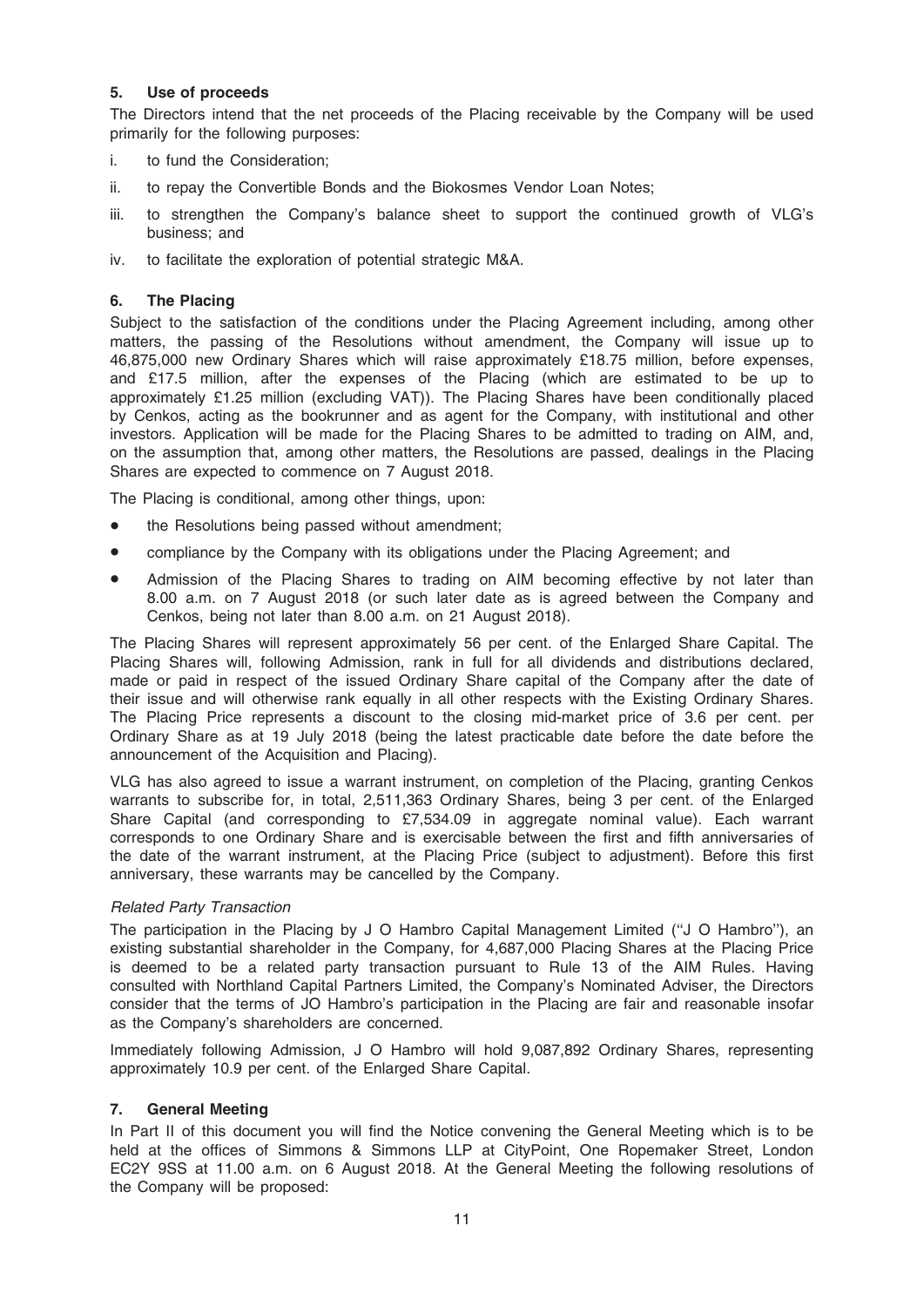## 5. Use of proceeds

The Directors intend that the net proceeds of the Placing receivable by the Company will be used primarily for the following purposes:

i. to fund the Consideration;

ii. to repay the Convertible Bonds and the Biokosmes Vendor Loan Notes;

iii. to strengthen the Company's balance sheet to support the continued growth of VLG's business; and

iv. to facilitate the exploration of potential strategic M&A.

## 6. The Placing

Subject to the satisfaction of the conditions under the Placing Agreement including, among other matters, the passing of the Resolutions without amendment, the Company will issue up to 46,875,000 new Ordinary Shares which will raise approximately £18.75 million, before expenses, and £17.5 million, after the expenses of the Placing (which are estimated to be up to approximately £1.25 million (excluding VAT)). The Placing Shares have been conditionally placed by Cenkos, acting as the bookrunner and as agent for the Company, with institutional and other investors. Application will be made for the Placing Shares to be admitted to trading on AIM, and, on the assumption that, among other matters, the Resolutions are passed, dealings in the Placing Shares are expected to commence on 7 August 2018.

The Placing is conditional, among other things, upon:

- the Resolutions being passed without amendment;
- compliance by the Company with its obligations under the Placing Agreement; and
- Admission of the Placing Shares to trading on AIM becoming effective by not later than 8.00 a.m. on 7 August 2018 (or such later date as is agreed between the Company and Cenkos, being not later than 8.00 a.m. on 21 August 2018).

The Placing Shares will represent approximately 56 per cent. of the Enlarged Share Capital. The Placing Shares will, following Admission, rank in full for all dividends and distributions declared, made or paid in respect of the issued Ordinary Share capital of the Company after the date of their issue and will otherwise rank equally in all other respects with the Existing Ordinary Shares. The Placing Price represents a discount to the closing mid-market price of 3.6 per cent. per Ordinary Share as at 19 July 2018 (being the latest practicable date before the date before the announcement of the Acquisition and Placing).

VLG has also agreed to issue a warrant instrument, on completion of the Placing, granting Cenkos warrants to subscribe for, in total, 2,511,363 Ordinary Shares, being 3 per cent. of the Enlarged Share Capital (and corresponding to £7,534.09 in aggregate nominal value). Each warrant corresponds to one Ordinary Share and is exercisable between the first and fifth anniversaries of the date of the warrant instrument, at the Placing Price (subject to adjustment). Before this first anniversary, these warrants may be cancelled by the Company.

*Related Party Transaction*

The participation in the Placing by J O Hambro Capital Management Limited ("J O Hambro"), an existing substantial shareholder in the Company, for 4,687,000 Placing Shares at the Placing Price is deemed to be a related party transaction pursuant to Rule 13 of the AIM Rules. Having consulted with Northland Capital Partners Limited, the Company's Nominated Adviser, the Directors consider that the terms of JO Hambro's participation in the Placing are fair and reasonable insofar as the Company's shareholders are concerned.

Immediately following Admission, J O Hambro will hold 9,087,892 Ordinary Shares, representing approximately 10.9 per cent. of the Enlarged Share Capital.

## 7. General Meeting

In Part II of this document you will find the Notice convening the General Meeting which is to be held at the offices of Simmons & Simmons LLP at CityPoint, One Ropemaker Street, London EC2Y 9SS at 11.00 a.m. on 6 August 2018. At the General Meeting the following resolutions of the Company will be proposed: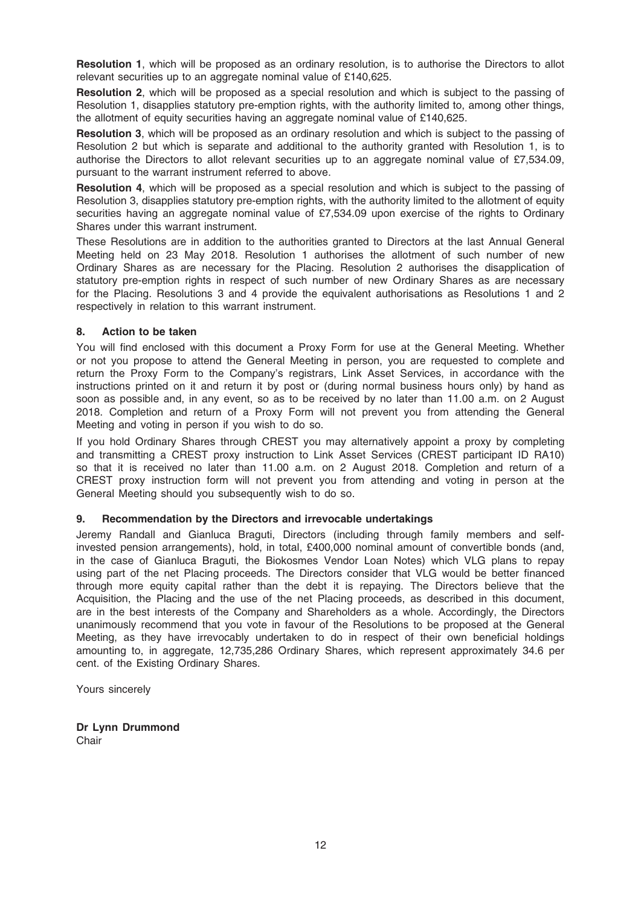**Resolution 1**, which will be proposed as an ordinary resolution, is to authorise the Directors to allot relevant securities up to an aggregate nominal value of £140,625.

**Resolution 2**, which will be proposed as a special resolution and which is subject to the passing of Resolution 1, disapplies statutory pre-emption rights, with the authority limited to, among other things, the allotment of equity securities having an aggregate nominal value of £140,625.

**Resolution 3**, which will be proposed as an ordinary resolution and which is subject to the passing of Resolution 2 but which is separate and additional to the authority granted with Resolution 1, is to authorise the Directors to allot relevant securities up to an aggregate nominal value of £7,534.09, pursuant to the warrant instrument referred to above.

**Resolution 4**, which will be proposed as a special resolution and which is subject to the passing of Resolution 3, disapplies statutory pre-emption rights, with the authority limited to the allotment of equity securities having an aggregate nominal value of £7,534.09 upon exercise of the rights to Ordinary Shares under this warrant instrument.

These Resolutions are in addition to the authorities granted to Directors at the last Annual General Meeting held on 23 May 2018. Resolution 1 authorises the allotment of such number of new Ordinary Shares as are necessary for the Placing. Resolution 2 authorises the disapplication of statutory pre-emption rights in respect of such number of new Ordinary Shares as are necessary for the Placing. Resolutions 3 and 4 provide the equivalent authorisations as Resolutions 1 and 2 respectively in relation to this warrant instrument.

## 8. Action to be taken

You will find enclosed with this document a Proxy Form for use at the General Meeting. Whether or not you propose to attend the General Meeting in person, you are requested to complete and return the Proxy Form to the Company's registrars, Link Asset Services, in accordance with the instructions printed on it and return it by post or (during normal business hours only) by hand as soon as possible and, in any event, so as to be received by no later than 11.00 a.m. on 2 August 2018. Completion and return of a Proxy Form will not prevent you from attending the General Meeting and voting in person if you wish to do so.

If you hold Ordinary Shares through CREST you may alternatively appoint a proxy by completing and transmitting a CREST proxy instruction to Link Asset Services (CREST participant ID RA10) so that it is received no later than 11.00 a.m. on 2 August 2018. Completion and return of a CREST proxy instruction form will not prevent you from attending and voting in person at the General Meeting should you subsequently wish to do so.

## 9. Recommendation by the Directors and irrevocable undertakings

Jeremy Randall and Gianluca Braguti, Directors (including through family members and self-invested pension arrangements), hold, in total, £400,000 nominal amount of convertible bonds (and, in the case of Gianluca Braguti, the Biokosmes Vendor Loan Notes) which VLG plans to repay using part of the net Placing proceeds. The Directors consider that VLG would be better financed through more equity capital rather than the debt it is repaying. The Directors believe that the Acquisition, the Placing and the use of the net Placing proceeds, as described in this document, are in the best interests of the Company and Shareholders as a whole. Accordingly, the Directors unanimously recommend that you vote in favour of the Resolutions to be proposed at the General Meeting, as they have irrevocably undertaken to do in respect of their own beneficial holdings amounting to, in aggregate, 12,735,286 Ordinary Shares, which represent approximately 34.6 per cent. of the Existing Ordinary Shares.

Yours sincerely

**Dr Lynn Drummond**
Chair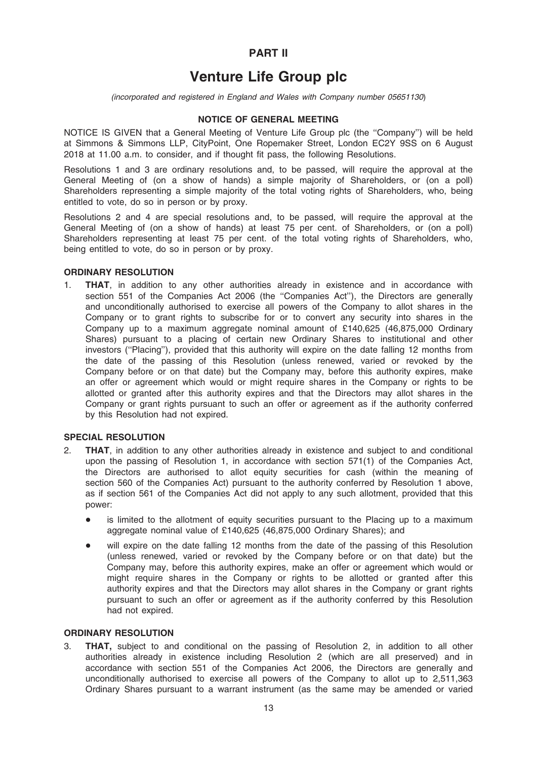# PART II

# Venture Life Group plc

*(incorporated and registered in England and Wales with Company number 05651130)*

### NOTICE OF GENERAL MEETING

NOTICE IS GIVEN that a General Meeting of Venture Life Group plc (the ''Company'') will be held at Simmons & Simmons LLP, CityPoint, One Ropemaker Street, London EC2Y 9SS on 6 August 2018 at 11.00 a.m. to consider, and if thought fit pass, the following Resolutions.

Resolutions 1 and 3 are ordinary resolutions and, to be passed, will require the approval at the General Meeting of (on a show of hands) a simple majority of Shareholders, or (on a poll) Shareholders representing a simple majority of the total voting rights of Shareholders, who, being entitled to vote, do so in person or by proxy.

Resolutions 2 and 4 are special resolutions and, to be passed, will require the approval at the General Meeting of (on a show of hands) at least 75 per cent. of Shareholders, or (on a poll) Shareholders representing at least 75 per cent. of the total voting rights of Shareholders, who, being entitled to vote, do so in person or by proxy.

**ORDINARY RESOLUTION**

1. **THAT**, in addition to any other authorities already in existence and in accordance with section 551 of the Companies Act 2006 (the ''Companies Act''), the Directors are generally and unconditionally authorised to exercise all powers of the Company to allot shares in the Company or to grant rights to subscribe for or to convert any security into shares in the Company up to a maximum aggregate nominal amount of £140,625 (46,875,000 Ordinary Shares) pursuant to a placing of certain new Ordinary Shares to institutional and other investors (''Placing''), provided that this authority will expire on the date falling 12 months from the date of the passing of this Resolution (unless renewed, varied or revoked by the Company before or on that date) but the Company may, before this authority expires, make an offer or agreement which would or might require shares in the Company or rights to be allotted or granted after this authority expires and that the Directors may allot shares in the Company or grant rights pursuant to such an offer or agreement as if the authority conferred by this Resolution had not expired.

**SPECIAL RESOLUTION**

2. **THAT**, in addition to any other authorities already in existence and subject to and conditional upon the passing of Resolution 1, in accordance with section 571(1) of the Companies Act, the Directors are authorised to allot equity securities for cash (within the meaning of section 560 of the Companies Act) pursuant to the authority conferred by Resolution 1 above, as if section 561 of the Companies Act did not apply to any such allotment, provided that this power:

   - is limited to the allotment of equity securities pursuant to the Placing up to a maximum aggregate nominal value of £140,625 (46,875,000 Ordinary Shares); and
   - will expire on the date falling 12 months from the date of the passing of this Resolution (unless renewed, varied or revoked by the Company before or on that date) but the Company may, before this authority expires, make an offer or agreement which would or might require shares in the Company or rights to be allotted or granted after this authority expires and that the Directors may allot shares in the Company or grant rights pursuant to such an offer or agreement as if the authority conferred by this Resolution had not expired.

**ORDINARY RESOLUTION**

3. **THAT,** subject to and conditional on the passing of Resolution 2, in addition to all other authorities already in existence including Resolution 2 (which are all preserved) and in accordance with section 551 of the Companies Act 2006, the Directors are generally and unconditionally authorised to exercise all powers of the Company to allot up to 2,511,363 Ordinary Shares pursuant to a warrant instrument (as the same may be amended or varied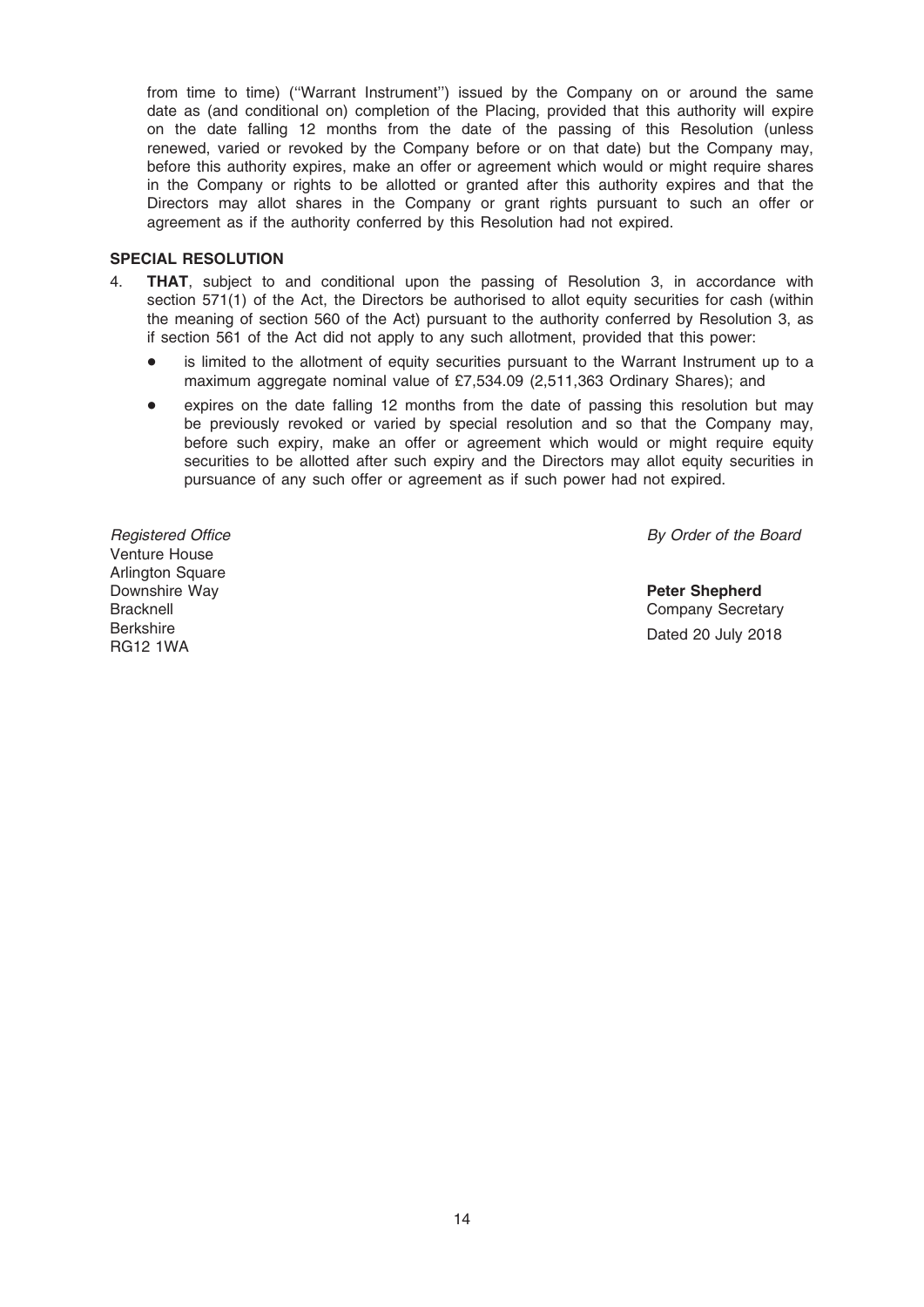from time to time) ("Warrant Instrument") issued by the Company on or around the same date as (and conditional on) completion of the Placing, provided that this authority will expire on the date falling 12 months from the date of the passing of this Resolution (unless renewed, varied or revoked by the Company before or on that date) but the Company may, before this authority expires, make an offer or agreement which would or might require shares in the Company or rights to be allotted or granted after this authority expires and that the Directors may allot shares in the Company or grant rights pursuant to such an offer or agreement as if the authority conferred by this Resolution had not expired.

**SPECIAL RESOLUTION**

4. **THAT**, subject to and conditional upon the passing of Resolution 3, in accordance with section 571(1) of the Act, the Directors be authorised to allot equity securities for cash (within the meaning of section 560 of the Act) pursuant to the authority conferred by Resolution 3, as if section 561 of the Act did not apply to any such allotment, provided that this power:

   - is limited to the allotment of equity securities pursuant to the Warrant Instrument up to a maximum aggregate nominal value of £7,534.09 (2,511,363 Ordinary Shares); and
   - expires on the date falling 12 months from the date of passing this resolution but may be previously revoked or varied by special resolution and so that the Company may, before such expiry, make an offer or agreement which would or might require equity securities to be allotted after such expiry and the Directors may allot equity securities in pursuance of any such offer or agreement as if such power had not expired.

*Registered Office*
Venture House
Arlington Square
Downshire Way
Bracknell
Berkshire
RG12 1WA

*By Order of the Board*

**Peter Shepherd**
Company Secretary
Dated 20 July 2018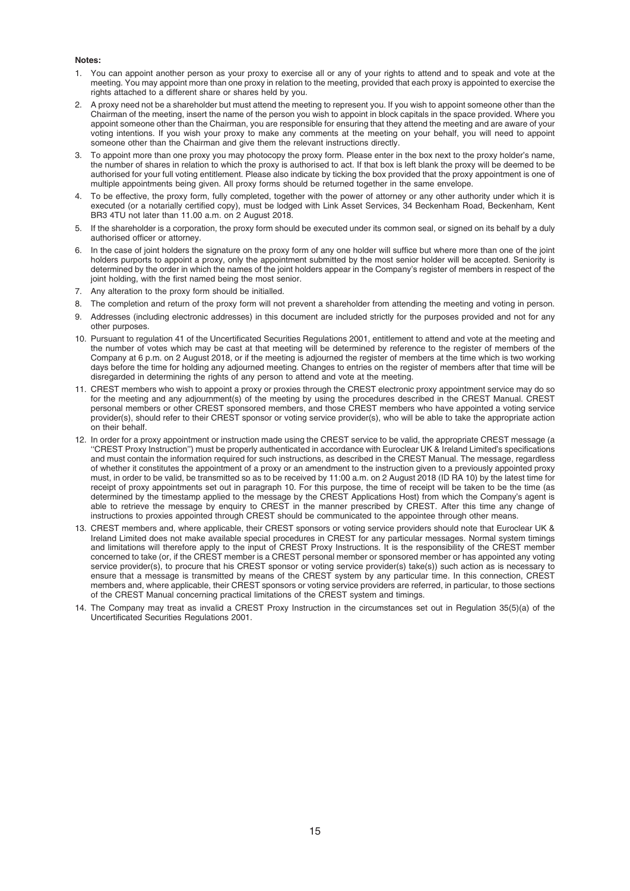**Notes:**

1. You can appoint another person as your proxy to exercise all or any of your rights to attend and to speak and vote at the meeting. You may appoint more than one proxy in relation to the meeting, provided that each proxy is appointed to exercise the rights attached to a different share or shares held by you.
2. A proxy need not be a shareholder but must attend the meeting to represent you. If you wish to appoint someone other than the Chairman of the meeting, insert the name of the person you wish to appoint in block capitals in the space provided. Where you appoint someone other than the Chairman, you are responsible for ensuring that they attend the meeting and are aware of your voting intentions. If you wish your proxy to make any comments at the meeting on your behalf, you will need to appoint someone other than the Chairman and give them the relevant instructions directly.
3. To appoint more than one proxy you may photocopy the proxy form. Please enter in the box next to the proxy holder's name, the number of shares in relation to which the proxy is authorised to act. If that box is left blank the proxy will be deemed to be authorised for your full voting entitlement. Please also indicate by ticking the box provided that the proxy appointment is one of multiple appointments being given. All proxy forms should be returned together in the same envelope.
4. To be effective, the proxy form, fully completed, together with the power of attorney or any other authority under which it is executed (or a notarially certified copy), must be lodged with Link Asset Services, 34 Beckenham Road, Beckenham, Kent BR3 4TU not later than 11.00 a.m. on 2 August 2018.
5. If the shareholder is a corporation, the proxy form should be executed under its common seal, or signed on its behalf by a duly authorised officer or attorney.
6. In the case of joint holders the signature on the proxy form of any one holder will suffice but where more than one of the joint holders purports to appoint a proxy, only the appointment submitted by the most senior holder will be accepted. Seniority is determined by the order in which the names of the joint holders appear in the Company's register of members in respect of the joint holding, with the first named being the most senior.
7. Any alteration to the proxy form should be initialled.
8. The completion and return of the proxy form will not prevent a shareholder from attending the meeting and voting in person.
9. Addresses (including electronic addresses) in this document are included strictly for the purposes provided and not for any other purposes.
10. Pursuant to regulation 41 of the Uncertificated Securities Regulations 2001, entitlement to attend and vote at the meeting and the number of votes which may be cast at that meeting will be determined by reference to the register of members of the Company at 6 p.m. on 2 August 2018, or if the meeting is adjourned the register of members at the time which is two working days before the time for holding any adjourned meeting. Changes to entries on the register of members after that time will be disregarded in determining the rights of any person to attend and vote at the meeting.
11. CREST members who wish to appoint a proxy or proxies through the CREST electronic proxy appointment service may do so for the meeting and any adjournment(s) of the meeting by using the procedures described in the CREST Manual. CREST personal members or other CREST sponsored members, and those CREST members who have appointed a voting service provider(s), should refer to their CREST sponsor or voting service provider(s), who will be able to take the appropriate action on their behalf.
12. In order for a proxy appointment or instruction made using the CREST service to be valid, the appropriate CREST message (a ''CREST Proxy Instruction'') must be properly authenticated in accordance with Euroclear UK & Ireland Limited's specifications and must contain the information required for such instructions, as described in the CREST Manual. The message, regardless of whether it constitutes the appointment of a proxy or an amendment to the instruction given to a previously appointed proxy must, in order to be valid, be transmitted so as to be received by 11:00 a.m. on 2 August 2018 (ID RA 10) by the latest time for receipt of proxy appointments set out in paragraph 10. For this purpose, the time of receipt will be taken to be the time (as determined by the timestamp applied to the message by the CREST Applications Host) from which the Company's agent is able to retrieve the message by enquiry to CREST in the manner prescribed by CREST. After this time any change of instructions to proxies appointed through CREST should be communicated to the appointee through other means.
13. CREST members and, where applicable, their CREST sponsors or voting service providers should note that Euroclear UK & Ireland Limited does not make available special procedures in CREST for any particular messages. Normal system timings and limitations will therefore apply to the input of CREST Proxy Instructions. It is the responsibility of the CREST member concerned to take (or, if the CREST member is a CREST personal member or sponsored member or has appointed any voting service provider(s), to procure that his CREST sponsor or voting service provider(s) take(s)) such action as is necessary to ensure that a message is transmitted by means of the CREST system by any particular time. In this connection, CREST members and, where applicable, their CREST sponsors or voting service providers are referred, in particular, to those sections of the CREST Manual concerning practical limitations of the CREST system and timings.
14. The Company may treat as invalid a CREST Proxy Instruction in the circumstances set out in Regulation 35(5)(a) of the Uncertificated Securities Regulations 2001.